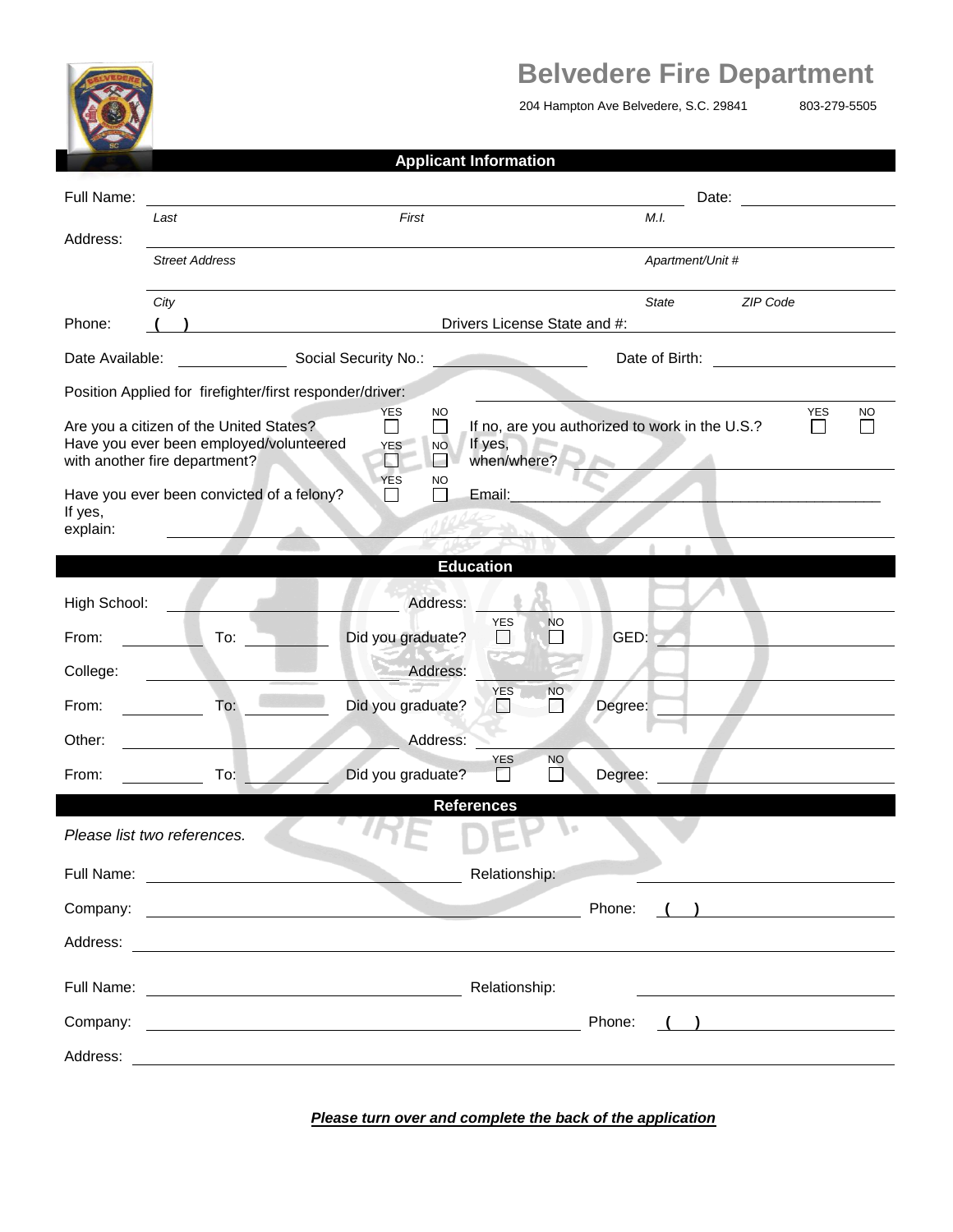# Belvedere Fire Department

204 Hampton Ave Belvedere, S.C. 29841 803-279-5505

## Applicant Information

Full Name: ______________________________ Date: ______________

*Last* *First* *M.I.*

Address: ______________________________

*Street Address* *Apartment/Unit #*

______________________________

*City* *State* *ZIP Code*

Phone: ( ) ______________ Drivers License State and #: ______________

Date Available: ______________ Social Security No.: ______________ Date of Birth: ______________

Position Applied for firefighter/first responder/driver: ______________

Are you a citizen of the United States? YES ☐ NO ☐ If no, are you authorized to work in the U.S.? YES ☐ NO ☐

Have you ever been employed/volunteered with another fire department? YES ☐ NO ☐ If yes, when/where? ______________

Have you ever been convicted of a felony? YES ☐ NO ☐ Email: ______________

If yes, explain: ______________

## Education

High School: ______________ Address: ______________

From: ______ To: ______ Did you graduate? YES ☐ NO ☐ GED: ______________

College: ______________ Address: ______________

From: ______ To: ______ Did you graduate? YES ☐ NO ☐ Degree: ______________

Other: ______________ Address: ______________

From: ______ To: ______ Did you graduate? YES ☐ NO ☐ Degree: ______________

## References

*Please list two references.*

Full Name: ______________ Relationship: ______________

Company: ______________ Phone: ( ) ______________

Address: ______________

Full Name: ______________ Relationship: ______________

Company: ______________ Phone: ( ) ______________

Address: ______________

***Please turn over and complete the back of the application***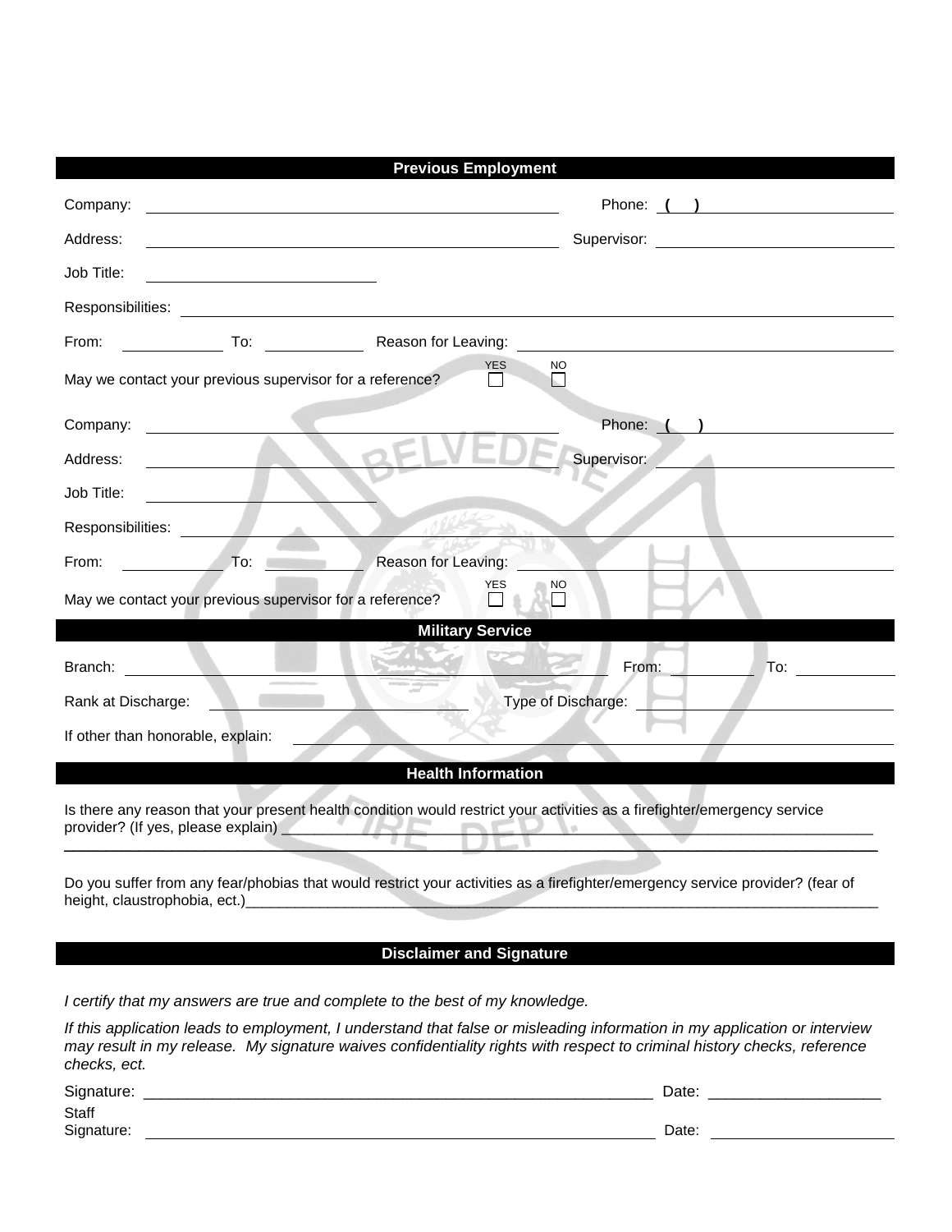## Previous Employment

Company: ______________________________ Phone: ( ) ______________

Address: ______________________________ Supervisor: ______________

Job Title: ______________

Responsibilities: ______________________________

From: ________ To: ________ Reason for Leaving: ______________________________

May we contact your previous supervisor for a reference? YES ☐ NO ☐

Company: ______________________________ Phone: ( ) ______________

Address: ______________________________ Supervisor: ______________

Job Title: ______________

Responsibilities: ______________________________

From: ________ To: ________ Reason for Leaving: ______________________________

May we contact your previous supervisor for a reference? YES ☐ NO ☐

## Military Service

Branch: ______________________________ From: ________ To: ________

Rank at Discharge: ______________ Type of Discharge: ______________

If other than honorable, explain: ______________________________

## Health Information

Is there any reason that your present health condition would restrict your activities as a firefighter/emergency service provider? (If yes, please explain) ______________________________

______________________________

Do you suffer from any fear/phobias that would restrict your activities as a firefighter/emergency service provider? (fear of height, claustrophobia, ect.)______________________________

## Disclaimer and Signature

*I certify that my answers are true and complete to the best of my knowledge.*

*If this application leads to employment, I understand that false or misleading information in my application or interview may result in my release. My signature waives confidentiality rights with respect to criminal history checks, reference checks, ect.*

Signature: ______________________________ Date: ______________

Staff Signature: ______________________________ Date: ______________